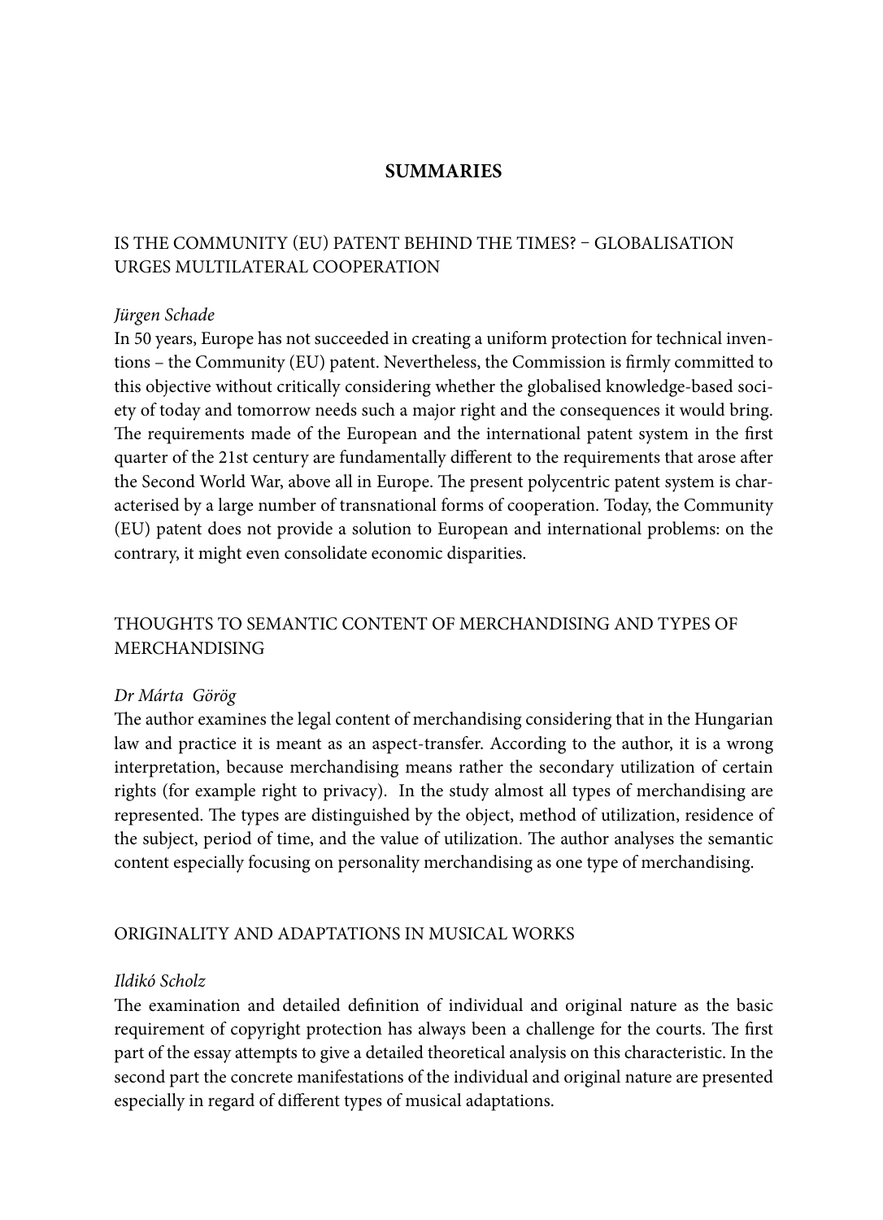# SUMMARIES

## IS THE COMMUNITY (EU) PATENT BEHIND THE TIMES? – GLOBALISATION URGES MULTILATERAL COOPERATION

*Jürgen Schade*

In 50 years, Europe has not succeeded in creating a uniform protection for technical inventions – the Community (EU) patent. Nevertheless, the Commission is firmly committed to this objective without critically considering whether the globalised knowledge-based society of today and tomorrow needs such a major right and the consequences it would bring. The requirements made of the European and the international patent system in the first quarter of the 21st century are fundamentally different to the requirements that arose after the Second World War, above all in Europe. The present polycentric patent system is characterised by a large number of transnational forms of cooperation. Today, the Community (EU) patent does not provide a solution to European and international problems: on the contrary, it might even consolidate economic disparities.

## THOUGHTS TO SEMANTIC CONTENT OF MERCHANDISING AND TYPES OF MERCHANDISING

*Dr Márta Görög*

The author examines the legal content of merchandising considering that in the Hungarian law and practice it is meant as an aspect-transfer. According to the author, it is a wrong interpretation, because merchandising means rather the secondary utilization of certain rights (for example right to privacy). In the study almost all types of merchandising are represented. The types are distinguished by the object, method of utilization, residence of the subject, period of time, and the value of utilization. The author analyses the semantic content especially focusing on personality merchandising as one type of merchandising.

## ORIGINALITY AND ADAPTATIONS IN MUSICAL WORKS

*Ildikó Scholz*

The examination and detailed definition of individual and original nature as the basic requirement of copyright protection has always been a challenge for the courts. The first part of the essay attempts to give a detailed theoretical analysis on this characteristic. In the second part the concrete manifestations of the individual and original nature are presented especially in regard of different types of musical adaptations.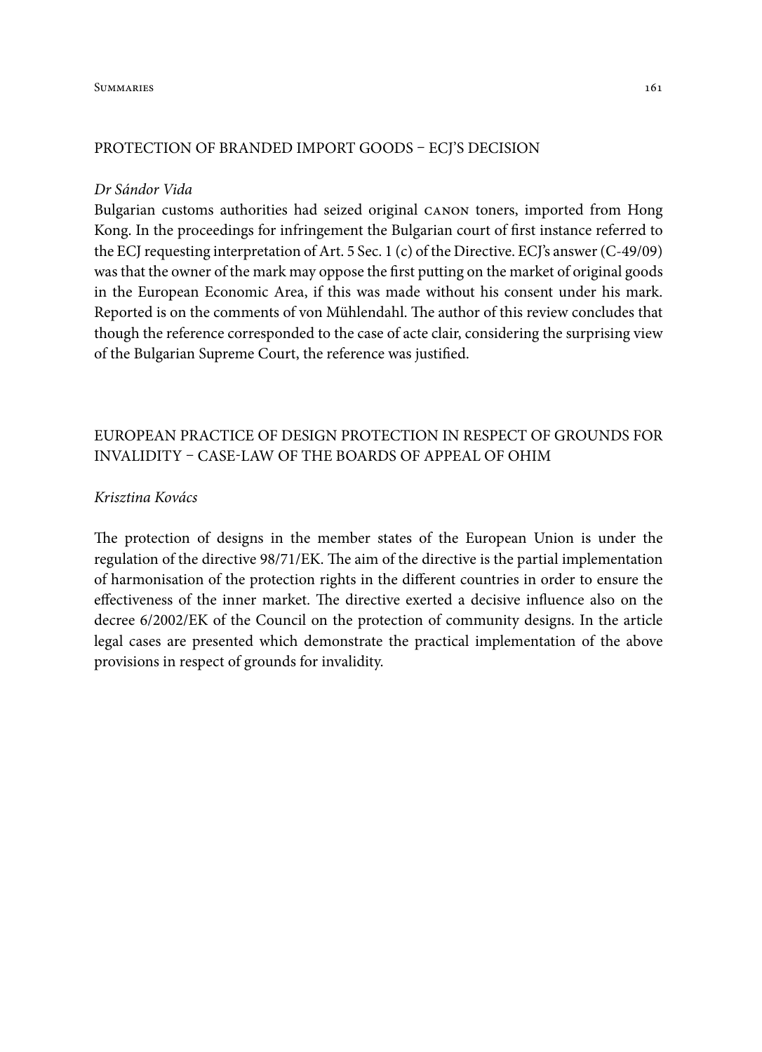## PROTECTION OF BRANDED IMPORT GOODS – ECJ'S DECISION

*Dr Sándor Vida*

Bulgarian customs authorities had seized original CANON toners, imported from Hong Kong. In the proceedings for infringement the Bulgarian court of first instance referred to the ECJ requesting interpretation of Art. 5 Sec. 1 (c) of the Directive. ECJ's answer (C-49/09) was that the owner of the mark may oppose the first putting on the market of original goods in the European Economic Area, if this was made without his consent under his mark. Reported is on the comments of von Mühlendahl. The author of this review concludes that though the reference corresponded to the case of acte clair, considering the surprising view of the Bulgarian Supreme Court, the reference was justified.

## EUROPEAN PRACTICE OF DESIGN PROTECTION IN RESPECT OF GROUNDS FOR INVALIDITY – CASE-LAW OF THE BOARDS OF APPEAL OF OHIM

*Krisztina Kovács*

The protection of designs in the member states of the European Union is under the regulation of the directive 98/71/EK. The aim of the directive is the partial implementation of harmonisation of the protection rights in the different countries in order to ensure the effectiveness of the inner market. The directive exerted a decisive influence also on the decree 6/2002/EK of the Council on the protection of community designs. In the article legal cases are presented which demonstrate the practical implementation of the above provisions in respect of grounds for invalidity.